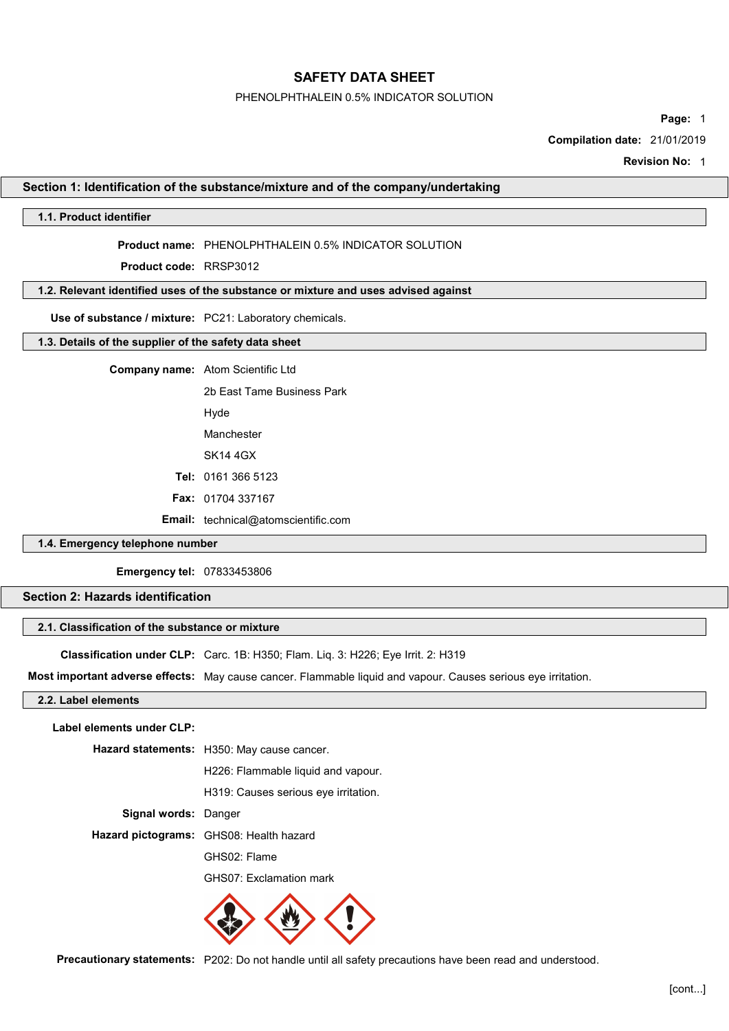# SAFETY DATA SHEET

PHENOLPHTHALEIN 0.5% INDICATOR SOLUTION

**Page:** 1

**Compilation date:** 21/01/2019

**Revision No:** 1

## Section 1: Identification of the substance/mixture and of the company/undertaking

### 1.1. Product identifier

**Product name:** PHENOLPHTHALEIN 0.5% INDICATOR SOLUTION

**Product code:** RRSP3012

### 1.2. Relevant identified uses of the substance or mixture and uses advised against

**Use of substance / mixture:** PC21: Laboratory chemicals.

### 1.3. Details of the supplier of the safety data sheet

**Company name:** Atom Scientific Ltd

2b East Tame Business Park

Hyde

Manchester

SK14 4GX

**Tel:** 0161 366 5123

**Fax:** 01704 337167

**Email:** technical@atomscientific.com

### 1.4. Emergency telephone number

**Emergency tel:** 07833453806

## Section 2: Hazards identification

### 2.1. Classification of the substance or mixture

**Classification under CLP:** Carc. 1B: H350; Flam. Liq. 3: H226; Eye Irrit. 2: H319

**Most important adverse effects:** May cause cancer. Flammable liquid and vapour. Causes serious eye irritation.

### 2.2. Label elements

**Label elements under CLP:**

**Hazard statements:** H350: May cause cancer.

H226: Flammable liquid and vapour.

H319: Causes serious eye irritation.

**Signal words:** Danger

**Hazard pictograms:** GHS08: Health hazard

GHS02: Flame

GHS07: Exclamation mark

**Precautionary statements:** P202: Do not handle until all safety precautions have been read and understood.

[cont...]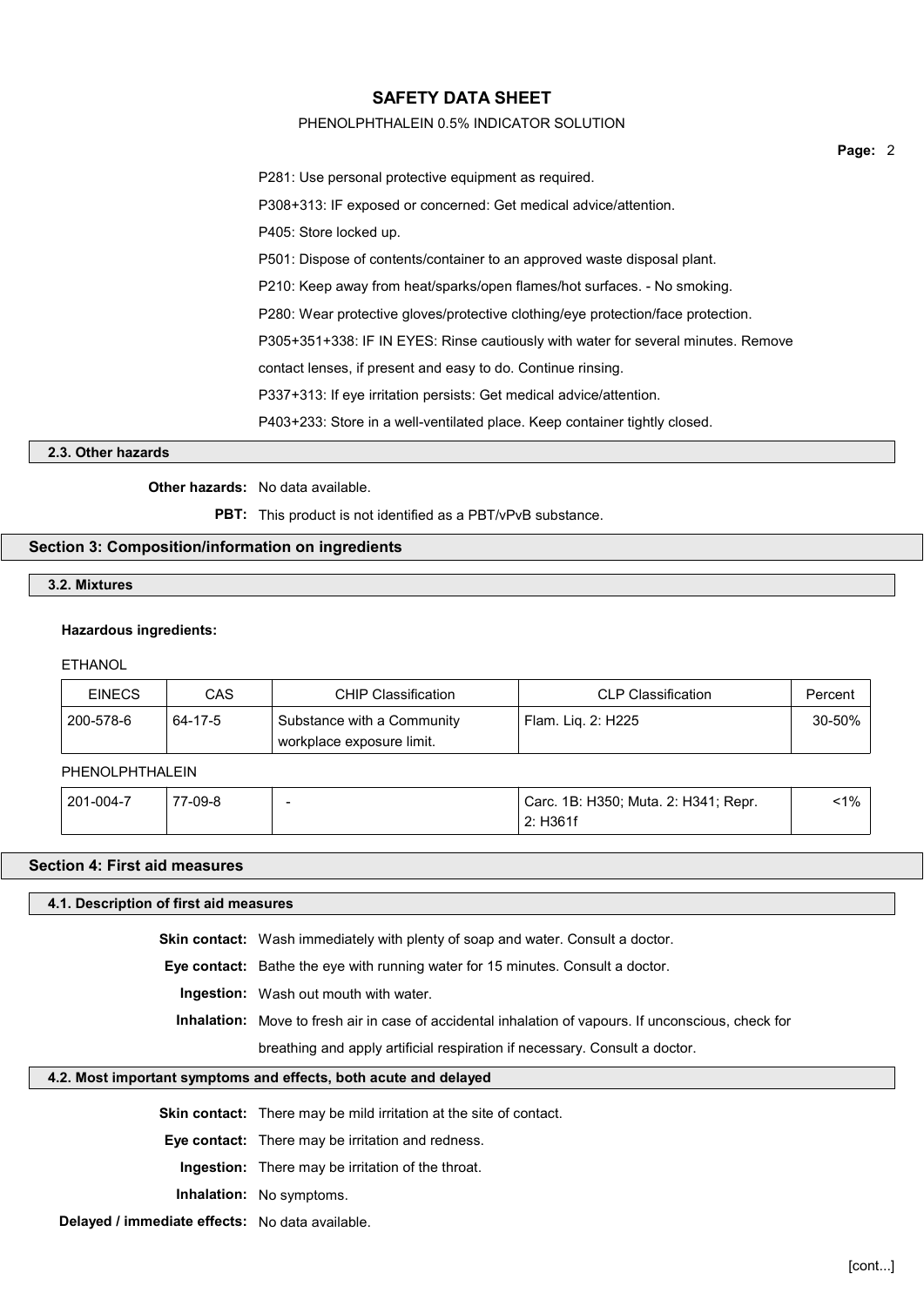P281: Use personal protective equipment as required.

P308+313: IF exposed or concerned: Get medical advice/attention.

P405: Store locked up.

P501: Dispose of contents/container to an approved waste disposal plant.

P210: Keep away from heat/sparks/open flames/hot surfaces. - No smoking.

P280: Wear protective gloves/protective clothing/eye protection/face protection.

P305+351+338: IF IN EYES: Rinse cautiously with water for several minutes. Remove contact lenses, if present and easy to do. Continue rinsing.

P337+313: If eye irritation persists: Get medical advice/attention.

P403+233: Store in a well-ventilated place. Keep container tightly closed.

### 2.3. Other hazards

**Other hazards:** No data available.

**PBT:** This product is not identified as a PBT/vPvB substance.

## Section 3: Composition/information on ingredients

### 3.2. Mixtures

**Hazardous ingredients:**

ETHANOL

| EINECS | CAS | CHIP Classification | CLP Classification | Percent |
|---|---|---|---|---|
| 200-578-6 | 64-17-5 | Substance with a Community workplace exposure limit. | Flam. Liq. 2: H225 | 30-50% |

PHENOLPHTHALEIN

| EINECS | CAS | CHIP Classification | CLP Classification | Percent |
|---|---|---|---|---|
| 201-004-7 | 77-09-8 | - | Carc. 1B: H350; Muta. 2: H341; Repr. 2: H361f | <1% |

## Section 4: First aid measures

### 4.1. Description of first aid measures

**Skin contact:** Wash immediately with plenty of soap and water. Consult a doctor.

**Eye contact:** Bathe the eye with running water for 15 minutes. Consult a doctor.

**Ingestion:** Wash out mouth with water.

**Inhalation:** Move to fresh air in case of accidental inhalation of vapours. If unconscious, check for breathing and apply artificial respiration if necessary. Consult a doctor.

### 4.2. Most important symptoms and effects, both acute and delayed

**Skin contact:** There may be mild irritation at the site of contact.

**Eye contact:** There may be irritation and redness.

**Ingestion:** There may be irritation of the throat.

**Inhalation:** No symptoms.

**Delayed / immediate effects:** No data available.

[cont...]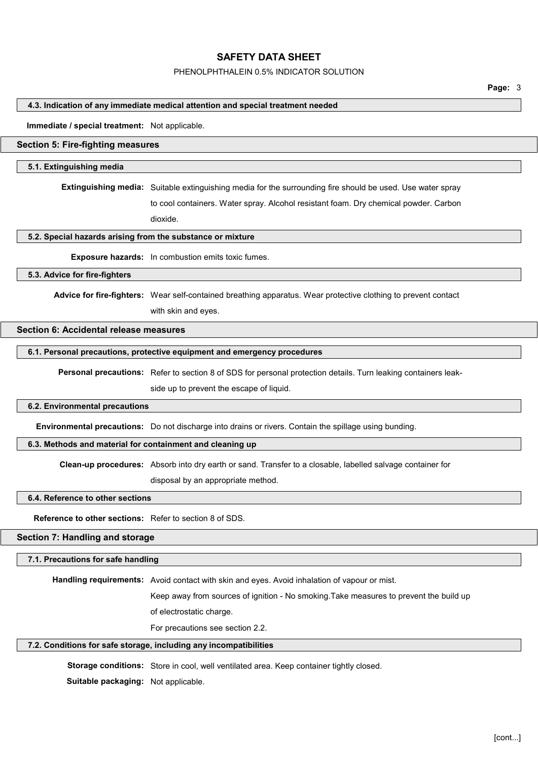### 4.3. Indication of any immediate medical attention and special treatment needed

**Immediate / special treatment:** Not applicable.

## Section 5: Fire-fighting measures

### 5.1. Extinguishing media

**Extinguishing media:** Suitable extinguishing media for the surrounding fire should be used. Use water spray to cool containers. Water spray. Alcohol resistant foam. Dry chemical powder. Carbon dioxide.

### 5.2. Special hazards arising from the substance or mixture

**Exposure hazards:** In combustion emits toxic fumes.

### 5.3. Advice for fire-fighters

**Advice for fire-fighters:** Wear self-contained breathing apparatus. Wear protective clothing to prevent contact with skin and eyes.

## Section 6: Accidental release measures

### 6.1. Personal precautions, protective equipment and emergency procedures

**Personal precautions:** Refer to section 8 of SDS for personal protection details. Turn leaking containers leak-side up to prevent the escape of liquid.

### 6.2. Environmental precautions

**Environmental precautions:** Do not discharge into drains or rivers. Contain the spillage using bunding.

### 6.3. Methods and material for containment and cleaning up

**Clean-up procedures:** Absorb into dry earth or sand. Transfer to a closable, labelled salvage container for disposal by an appropriate method.

### 6.4. Reference to other sections

**Reference to other sections:** Refer to section 8 of SDS.

## Section 7: Handling and storage

### 7.1. Precautions for safe handling

**Handling requirements:** Avoid contact with skin and eyes. Avoid inhalation of vapour or mist.

Keep away from sources of ignition - No smoking.Take measures to prevent the build up of electrostatic charge.

For precautions see section 2.2.

### 7.2. Conditions for safe storage, including any incompatibilities

**Storage conditions:** Store in cool, well ventilated area. Keep container tightly closed.

**Suitable packaging:** Not applicable.

[cont...]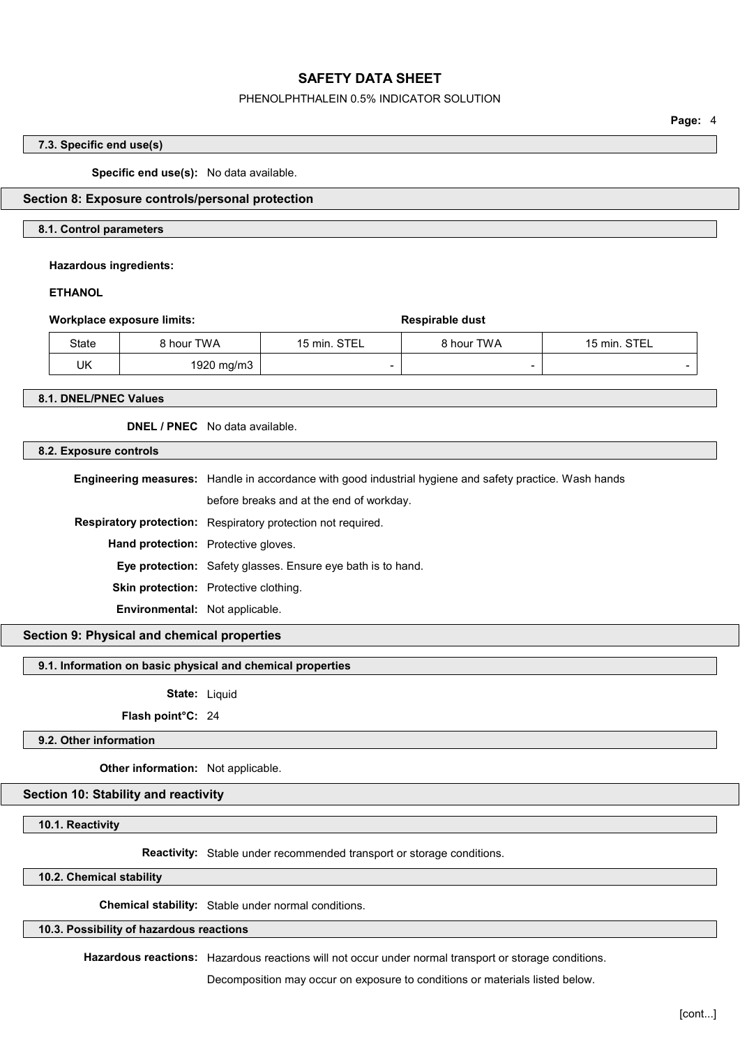### 7.3. Specific end use(s)

**Specific end use(s):** No data available.

## Section 8: Exposure controls/personal protection

### 8.1. Control parameters

**Hazardous ingredients:**

**ETHANOL**

| **Workplace exposure limits:** | | | **Respirable dust** | |
|---|---|---|---|---|
| State | 8 hour TWA | 15 min. STEL | 8 hour TWA | 15 min. STEL |
| UK | 1920 mg/m3 | - | - | - |

### 8.1. DNEL/PNEC Values

**DNEL / PNEC** No data available.

### 8.2. Exposure controls

**Engineering measures:** Handle in accordance with good industrial hygiene and safety practice. Wash hands before breaks and at the end of workday.

**Respiratory protection:** Respiratory protection not required.

**Hand protection:** Protective gloves.

**Eye protection:** Safety glasses. Ensure eye bath is to hand.

**Skin protection:** Protective clothing.

**Environmental:** Not applicable.

## Section 9: Physical and chemical properties

### 9.1. Information on basic physical and chemical properties

**State:** Liquid

**Flash point°C:** 24

### 9.2. Other information

**Other information:** Not applicable.

## Section 10: Stability and reactivity

### 10.1. Reactivity

**Reactivity:** Stable under recommended transport or storage conditions.

### 10.2. Chemical stability

**Chemical stability:** Stable under normal conditions.

### 10.3. Possibility of hazardous reactions

**Hazardous reactions:** Hazardous reactions will not occur under normal transport or storage conditions.

Decomposition may occur on exposure to conditions or materials listed below.

[cont...]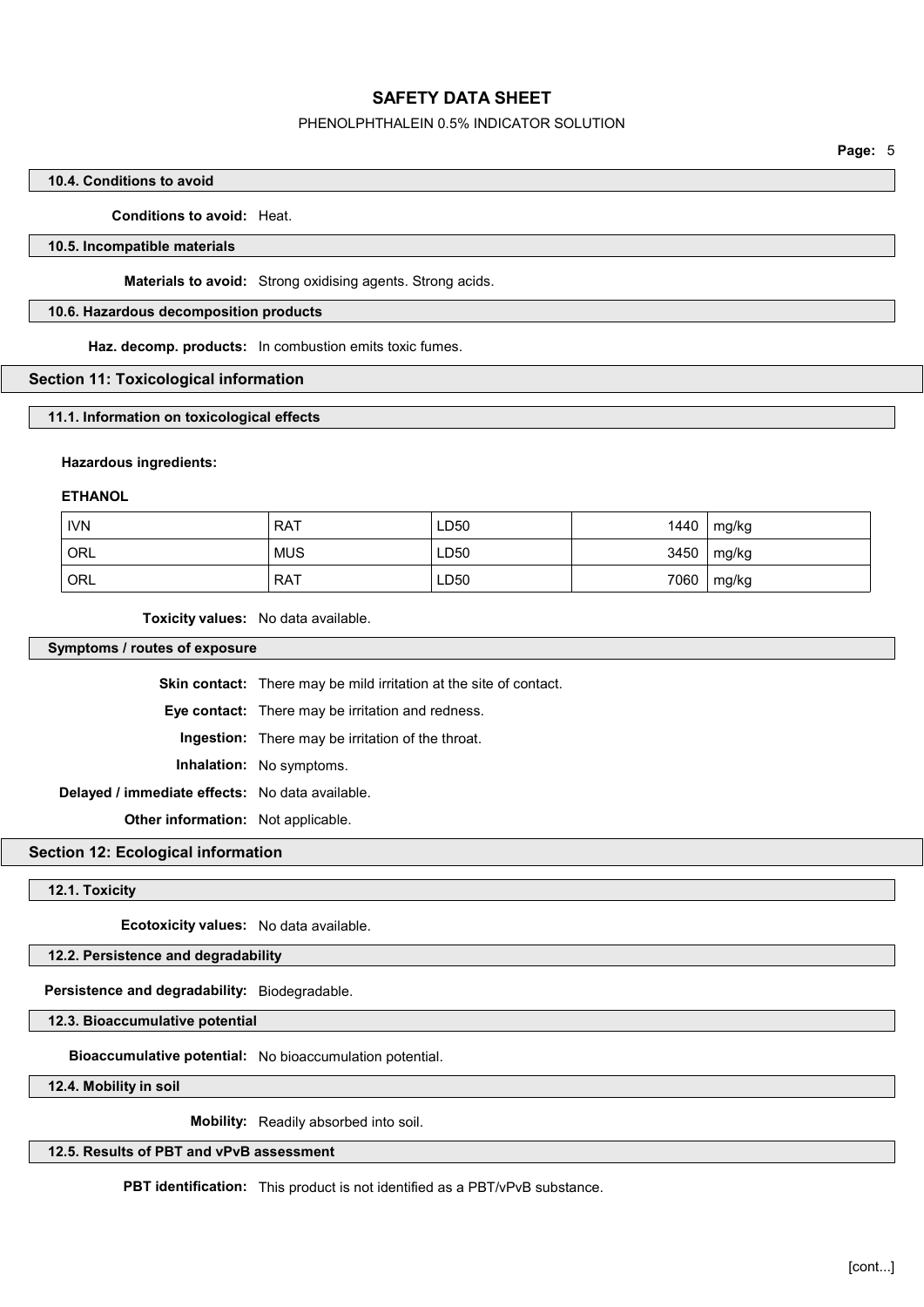### 10.4. Conditions to avoid

**Conditions to avoid:** Heat.

### 10.5. Incompatible materials

**Materials to avoid:** Strong oxidising agents. Strong acids.

### 10.6. Hazardous decomposition products

**Haz. decomp. products:** In combustion emits toxic fumes.

## Section 11: Toxicological information

### 11.1. Information on toxicological effects

**Hazardous ingredients:**

**ETHANOL**

| | | | | |
|---|---|---|---|---|
| IVN | RAT | LD50 | 1440 | mg/kg |
| ORL | MUS | LD50 | 3450 | mg/kg |
| ORL | RAT | LD50 | 7060 | mg/kg |

**Toxicity values:** No data available.

### Symptoms / routes of exposure

**Skin contact:** There may be mild irritation at the site of contact.

**Eye contact:** There may be irritation and redness.

**Ingestion:** There may be irritation of the throat.

**Inhalation:** No symptoms.

**Delayed / immediate effects:** No data available.

**Other information:** Not applicable.

## Section 12: Ecological information

### 12.1. Toxicity

**Ecotoxicity values:** No data available.

### 12.2. Persistence and degradability

**Persistence and degradability:** Biodegradable.

### 12.3. Bioaccumulative potential

**Bioaccumulative potential:** No bioaccumulation potential.

### 12.4. Mobility in soil

**Mobility:** Readily absorbed into soil.

### 12.5. Results of PBT and vPvB assessment

**PBT identification:** This product is not identified as a PBT/vPvB substance.

[cont...]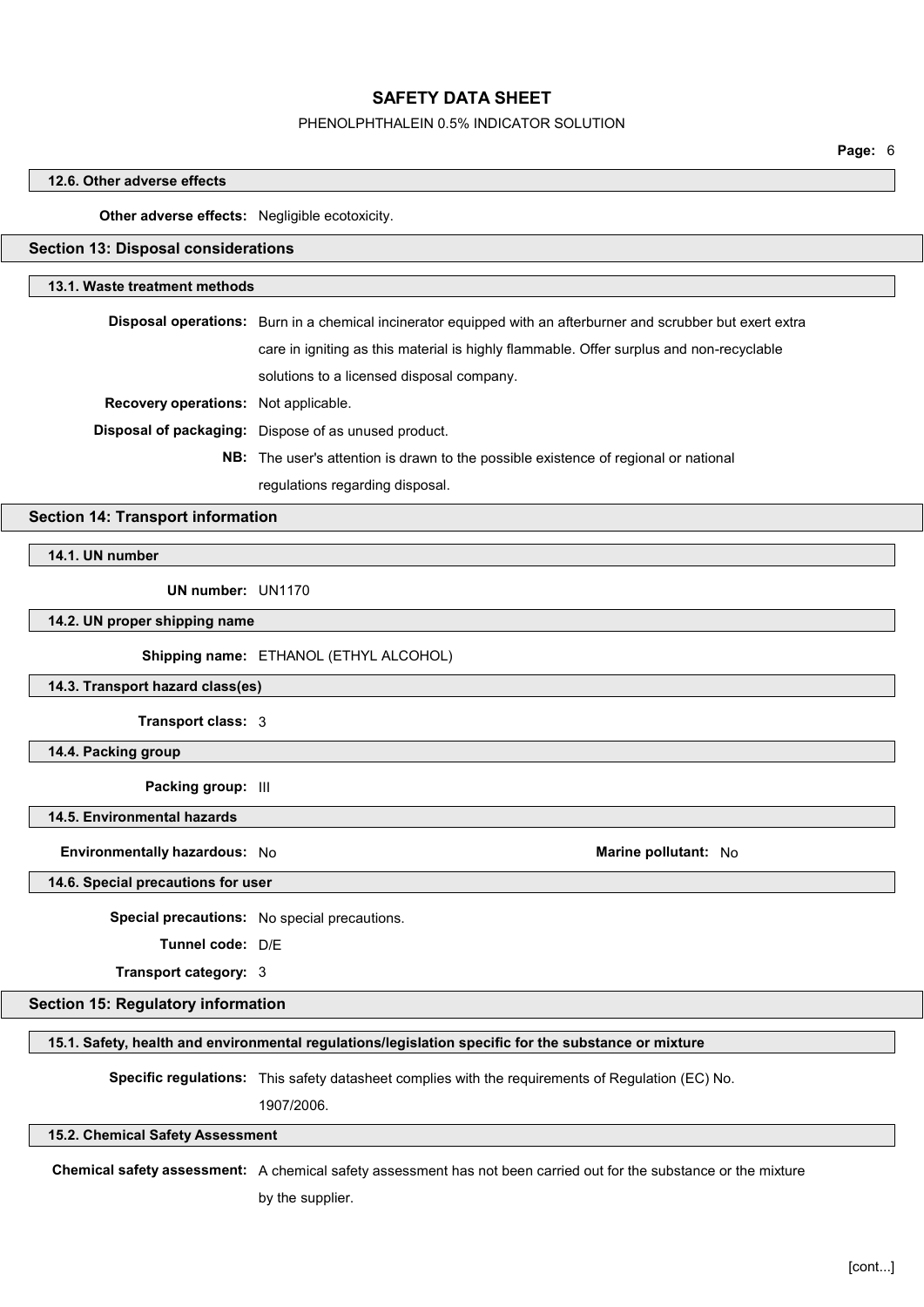### 12.6. Other adverse effects

**Other adverse effects:** Negligible ecotoxicity.

## Section 13: Disposal considerations

### 13.1. Waste treatment methods

**Disposal operations:** Burn in a chemical incinerator equipped with an afterburner and scrubber but exert extra care in igniting as this material is highly flammable. Offer surplus and non-recyclable solutions to a licensed disposal company.

**Recovery operations:** Not applicable.

**Disposal of packaging:** Dispose of as unused product.

**NB:** The user's attention is drawn to the possible existence of regional or national regulations regarding disposal.

## Section 14: Transport information

### 14.1. UN number

**UN number:** UN1170

### 14.2. UN proper shipping name

**Shipping name:** ETHANOL (ETHYL ALCOHOL)

### 14.3. Transport hazard class(es)

**Transport class:** 3

### 14.4. Packing group

**Packing group:** III

### 14.5. Environmental hazards

**Environmentally hazardous:** No

**Marine pollutant:** No

### 14.6. Special precautions for user

**Special precautions:** No special precautions.

**Tunnel code:** D/E

**Transport category:** 3

## Section 15: Regulatory information

### 15.1. Safety, health and environmental regulations/legislation specific for the substance or mixture

**Specific regulations:** This safety datasheet complies with the requirements of Regulation (EC) No. 1907/2006.

### 15.2. Chemical Safety Assessment

**Chemical safety assessment:** A chemical safety assessment has not been carried out for the substance or the mixture by the supplier.

[cont...]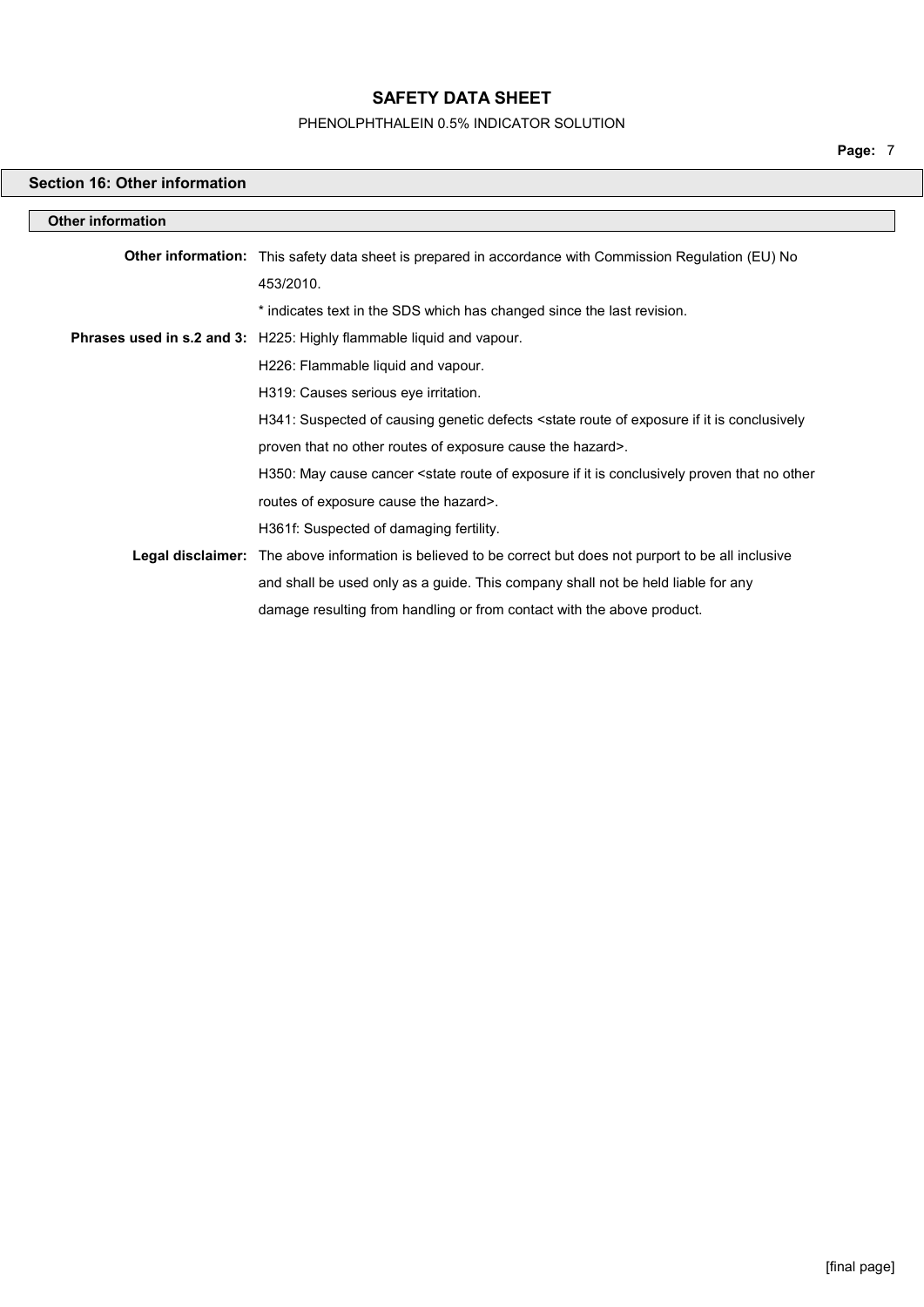## Section 16: Other information

### Other information

**Other information:** This safety data sheet is prepared in accordance with Commission Regulation (EU) No 453/2010.

* indicates text in the SDS which has changed since the last revision.

**Phrases used in s.2 and 3:** H225: Highly flammable liquid and vapour.

H226: Flammable liquid and vapour.

H319: Causes serious eye irritation.

H341: Suspected of causing genetic defects <state route of exposure if it is conclusively proven that no other routes of exposure cause the hazard>.

H350: May cause cancer <state route of exposure if it is conclusively proven that no other routes of exposure cause the hazard>.

H361f: Suspected of damaging fertility.

**Legal disclaimer:** The above information is believed to be correct but does not purport to be all inclusive and shall be used only as a guide. This company shall not be held liable for any damage resulting from handling or from contact with the above product.